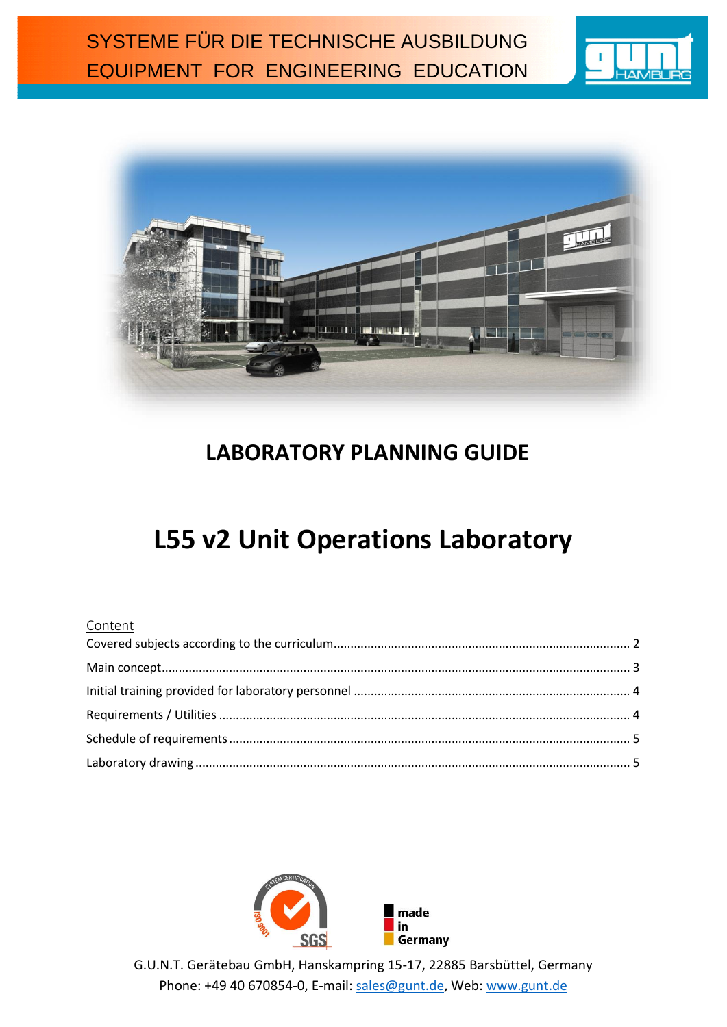SYSTEME FÜR DIE TECHNISCHE AUSBILDUNG
EQUIPMENT FOR ENGINEERING EDUCATION

# LABORATORY PLANNING GUIDE

# L55 v2 Unit Operations Laboratory

Content

- Covered subjects according to the curriculum ..... 2
- Main concept ..... 3
- Initial training provided for laboratory personnel ..... 4
- Requirements / Utilities ..... 4
- Schedule of requirements ..... 5
- Laboratory drawing ..... 5

made in Germany

G.U.N.T. Gerätebau GmbH, Hanskampring 15-17, 22885 Barsbüttel, Germany
Phone: +49 40 670854-0, E-mail: sales@gunt.de, Web: www.gunt.de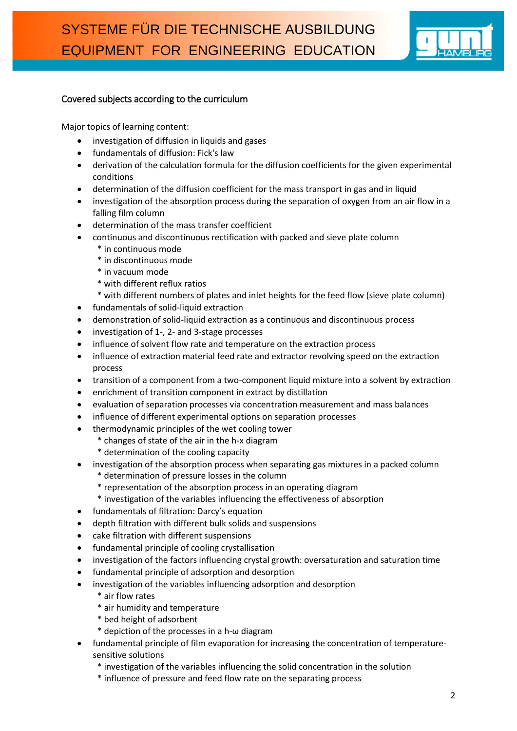<u>Covered subjects according to the curriculum</u>

Major topics of learning content:

- investigation of diffusion in liquids and gases
- fundamentals of diffusion: Fick's law
- derivation of the calculation formula for the diffusion coefficients for the given experimental conditions
- determination of the diffusion coefficient for the mass transport in gas and in liquid
- investigation of the absorption process during the separation of oxygen from an air flow in a falling film column
- determination of the mass transfer coefficient
- continuous and discontinuous rectification with packed and sieve plate column
  * in continuous mode
  * in discontinuous mode
  * in vacuum mode
  * with different reflux ratios
  * with different numbers of plates and inlet heights for the feed flow (sieve plate column)
- fundamentals of solid-liquid extraction
- demonstration of solid-liquid extraction as a continuous and discontinuous process
- investigation of 1-, 2- and 3-stage processes
- influence of solvent flow rate and temperature on the extraction process
- influence of extraction material feed rate and extractor revolving speed on the extraction process
- transition of a component from a two-component liquid mixture into a solvent by extraction
- enrichment of transition component in extract by distillation
- evaluation of separation processes via concentration measurement and mass balances
- influence of different experimental options on separation processes
- thermodynamic principles of the wet cooling tower
  * changes of state of the air in the h-x diagram
  * determination of the cooling capacity
- investigation of the absorption process when separating gas mixtures in a packed column
  * determination of pressure losses in the column
  * representation of the absorption process in an operating diagram
  * investigation of the variables influencing the effectiveness of absorption
- fundamentals of filtration: Darcy's equation
- depth filtration with different bulk solids and suspensions
- cake filtration with different suspensions
- fundamental principle of cooling crystallisation
- investigation of the factors influencing crystal growth: oversaturation and saturation time
- fundamental principle of adsorption and desorption
- investigation of the variables influencing adsorption and desorption
  * air flow rates
  * air humidity and temperature
  * bed height of adsorbent
  * depiction of the processes in a h-ω diagram
- fundamental principle of film evaporation for increasing the concentration of temperature-sensitive solutions
  * investigation of the variables influencing the solid concentration in the solution
  * influence of pressure and feed flow rate on the separating process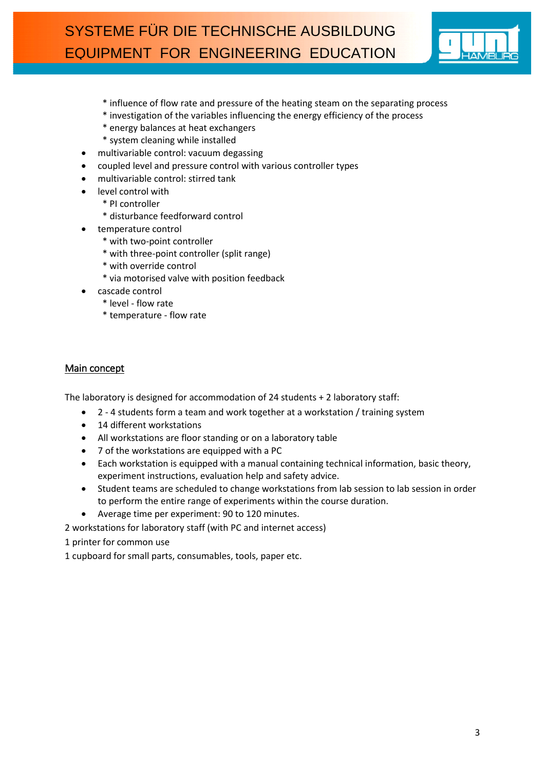* influence of flow rate and pressure of the heating steam on the separating process
  * investigation of the variables influencing the energy efficiency of the process
  * energy balances at heat exchangers
  * system cleaning while installed
- multivariable control: vacuum degassing
- coupled level and pressure control with various controller types
- multivariable control: stirred tank
- level control with
  * PI controller
  * disturbance feedforward control
- temperature control
  * with two-point controller
  * with three-point controller (split range)
  * with override control
  * via motorised valve with position feedback
- cascade control
  * level - flow rate
  * temperature - flow rate

## Main concept

The laboratory is designed for accommodation of 24 students + 2 laboratory staff:

- 2 - 4 students form a team and work together at a workstation / training system
- 14 different workstations
- All workstations are floor standing or on a laboratory table
- 7 of the workstations are equipped with a PC
- Each workstation is equipped with a manual containing technical information, basic theory, experiment instructions, evaluation help and safety advice.
- Student teams are scheduled to change workstations from lab session to lab session in order to perform the entire range of experiments within the course duration.
- Average time per experiment: 90 to 120 minutes.

2 workstations for laboratory staff (with PC and internet access)

1 printer for common use

1 cupboard for small parts, consumables, tools, paper etc.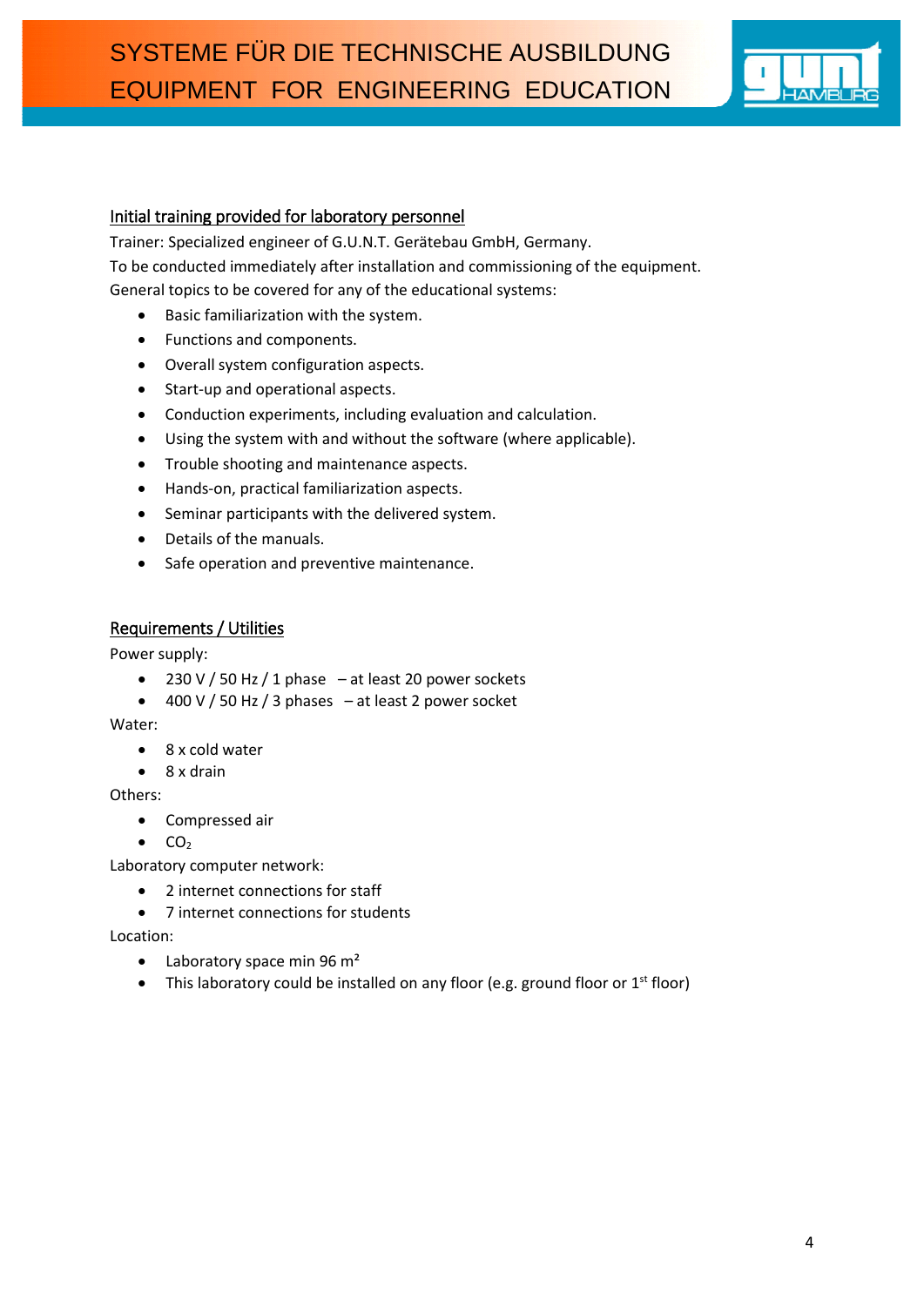## Initial training provided for laboratory personnel

Trainer: Specialized engineer of G.U.N.T. Gerätebau GmbH, Germany.

To be conducted immediately after installation and commissioning of the equipment.

General topics to be covered for any of the educational systems:

- Basic familiarization with the system.
- Functions and components.
- Overall system configuration aspects.
- Start-up and operational aspects.
- Conduction experiments, including evaluation and calculation.
- Using the system with and without the software (where applicable).
- Trouble shooting and maintenance aspects.
- Hands-on, practical familiarization aspects.
- Seminar participants with the delivered system.
- Details of the manuals.
- Safe operation and preventive maintenance.

## Requirements / Utilities

Power supply:

- 230 V / 50 Hz / 1 phase – at least 20 power sockets
- 400 V / 50 Hz / 3 phases – at least 2 power socket

Water:

- 8 x cold water
- 8 x drain

Others:

- Compressed air
- $CO_2$

Laboratory computer network:

- 2 internet connections for staff
- 7 internet connections for students

Location:

- Laboratory space min 96 $m^2$
- This laboratory could be installed on any floor (e.g. ground floor or 1st floor)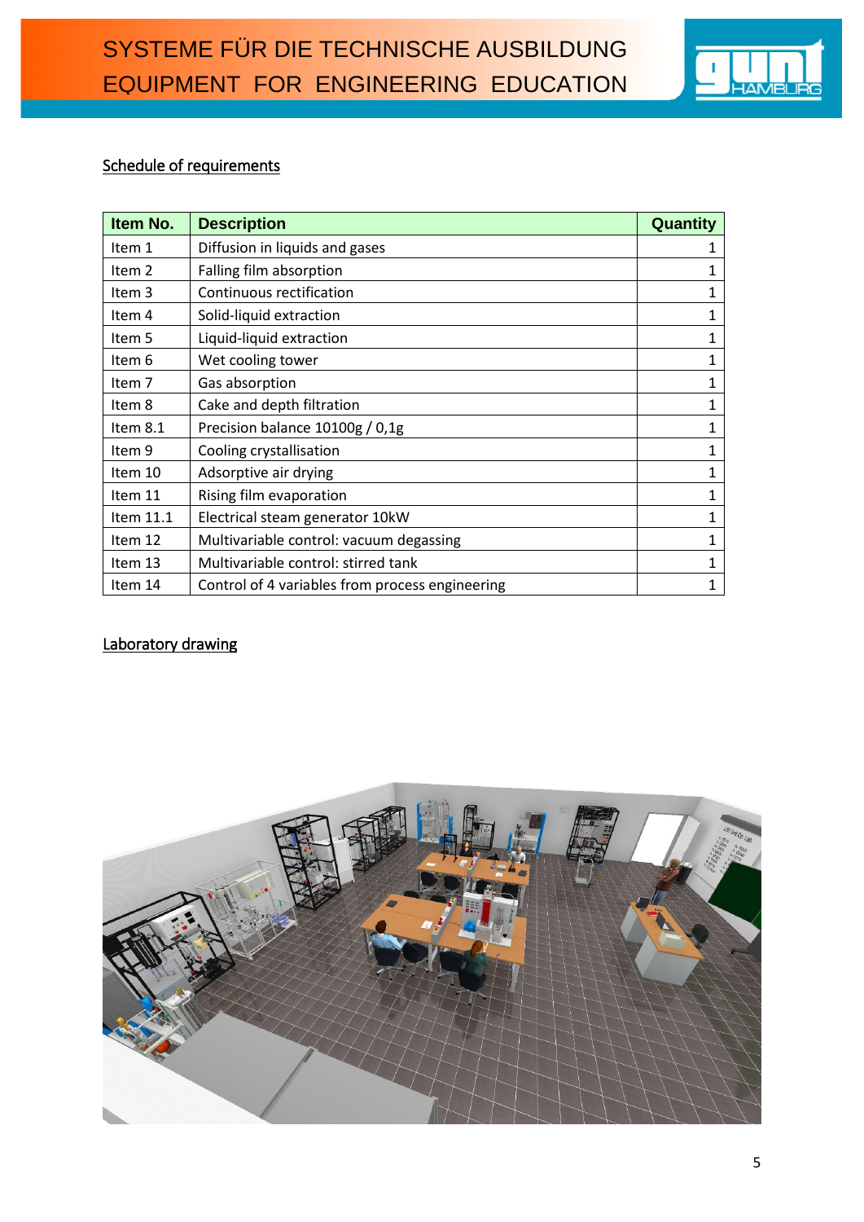## Schedule of requirements

| Item No. | Description | Quantity |
|---|---|---|
| Item 1 | Diffusion in liquids and gases | 1 |
| Item 2 | Falling film absorption | 1 |
| Item 3 | Continuous rectification | 1 |
| Item 4 | Solid-liquid extraction | 1 |
| Item 5 | Liquid-liquid extraction | 1 |
| Item 6 | Wet cooling tower | 1 |
| Item 7 | Gas absorption | 1 |
| Item 8 | Cake and depth filtration | 1 |
| Item 8.1 | Precision balance 10100g / 0,1g | 1 |
| Item 9 | Cooling crystallisation | 1 |
| Item 10 | Adsorptive air drying | 1 |
| Item 11 | Rising film evaporation | 1 |
| Item 11.1 | Electrical steam generator 10kW | 1 |
| Item 12 | Multivariable control: vacuum degassing | 1 |
| Item 13 | Multivariable control: stirred tank | 1 |
| Item 14 | Control of 4 variables from process engineering | 1 |

## Laboratory drawing